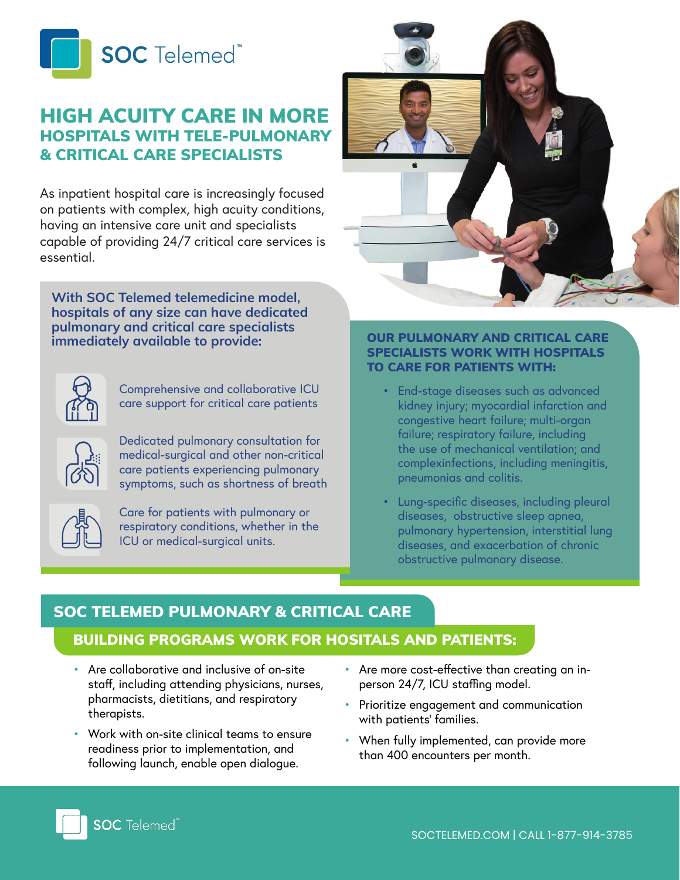SOC Telemed™

# HIGH ACUITY CARE IN MORE HOSPITALS WITH TELE-PULMONARY & CRITICAL CARE SPECIALISTS

As inpatient hospital care is increasingly focused on patients with complex, high acuity conditions, having an intensive care unit and specialists capable of providing 24/7 critical care services is essential.

**With SOC Telemed telemedicine model, hospitals of any size can have dedicated pulmonary and critical care specialists immediately available to provide:**

- Comprehensive and collaborative ICU care support for critical care patients
- Dedicated pulmonary consultation for medical-surgical and other non-critical care patients experiencing pulmonary symptoms, such as shortness of breath
- Care for patients with pulmonary or respiratory conditions, whether in the ICU or medical-surgical units.

**OUR PULMONARY AND CRITICAL CARE SPECIALISTS WORK WITH HOSPITALS TO CARE FOR PATIENTS WITH:**

- End-stage diseases such as advanced kidney injury; myocardial infarction and congestive heart failure; multi-organ failure; respiratory failure, including the use of mechanical ventilation; and complexinfections, including meningitis, pneumonias and colitis.
- Lung-specific diseases, including pleural diseases, obstructive sleep apnea, pulmonary hypertension, interstitial lung diseases, and exacerbation of chronic obstructive pulmonary disease.

## SOC TELEMED PULMONARY & CRITICAL CARE

### BUILDING PROGRAMS WORK FOR HOSITALS AND PATIENTS:

- Are collaborative and inclusive of on-site staff, including attending physicians, nurses, pharmacists, dietitians, and respiratory therapists.
- Work with on-site clinical teams to ensure readiness prior to implementation, and following launch, enable open dialogue.
- Are more cost-effective than creating an in-person 24/7, ICU staffing model.
- Prioritize engagement and communication with patients' families.
- When fully implemented, can provide more than 400 encounters per month.

SOC Telemed™

SOCTELEMED.COM | CALL 1-877-914-3785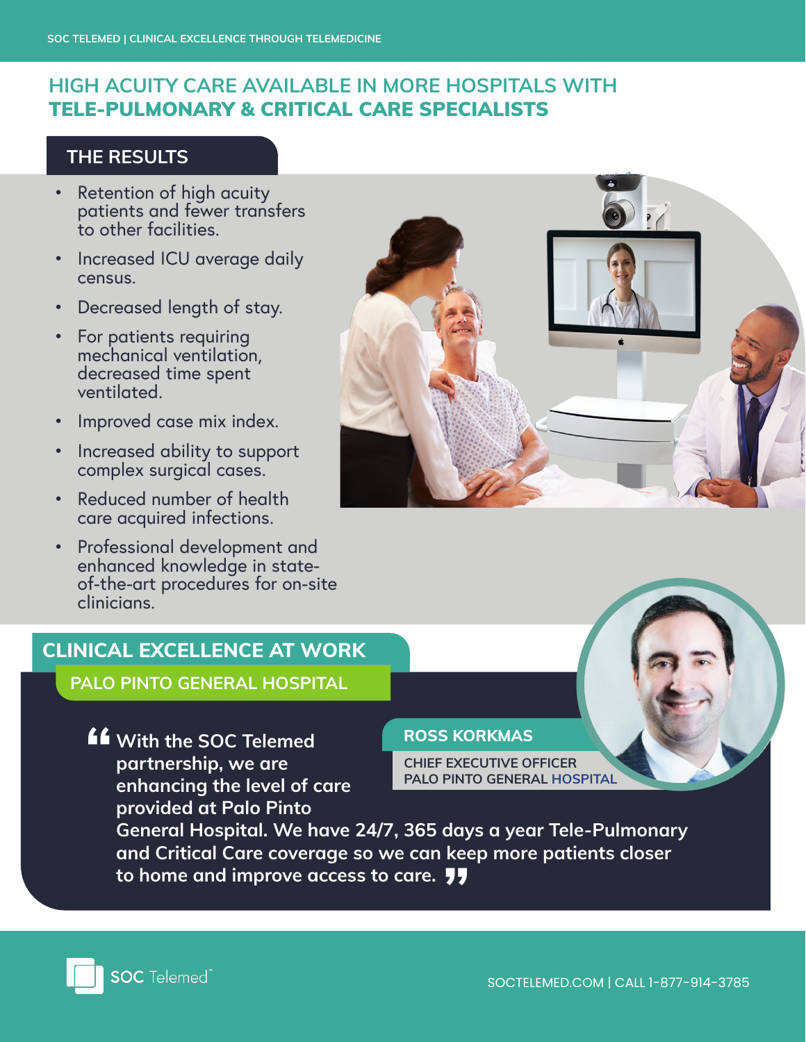# HIGH ACUITY CARE AVAILABLE IN MORE HOSPITALS WITH **TELE-PULMONARY & CRITICAL CARE SPECIALISTS**

## THE RESULTS

- Retention of high acuity patients and fewer transfers to other facilities.
- Increased ICU average daily census.
- Decreased length of stay.
- For patients requiring mechanical ventilation, decreased time spent ventilated.
- Improved case mix index.
- Increased ability to support complex surgical cases.
- Reduced number of health care acquired infections.
- Professional development and enhanced knowledge in state-of-the-art procedures for on-site clinicians.

## CLINICAL EXCELLENCE AT WORK

### PALO PINTO GENERAL HOSPITAL

> "With the SOC Telemed partnership, we are enhancing the level of care provided at Palo Pinto General Hospital. We have 24/7, 365 days a year Tele-Pulmonary and Critical Care coverage so we can keep more patients closer to home and improve access to care."

**ROSS KORKMAS**
CHIEF EXECUTIVE OFFICER
PALO PINTO GENERAL HOSPITAL

SOC Telemed™

SOCTELEMED.COM | CALL 1-877-914-3785